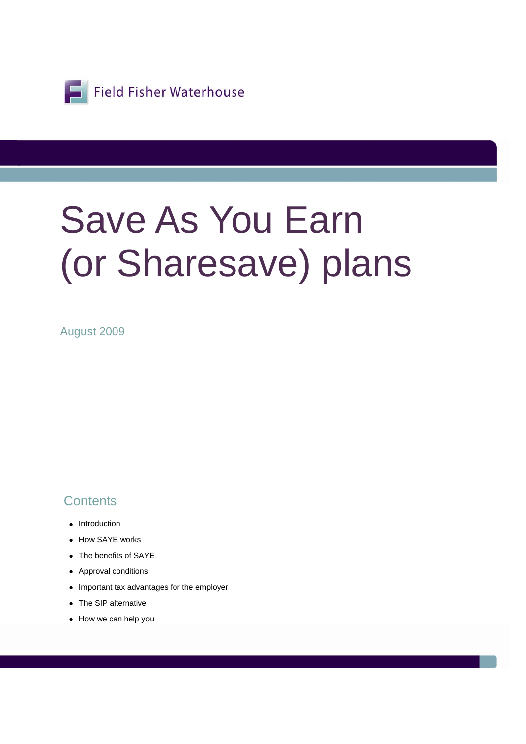Field Fisher Waterhouse

# Save As You Earn (or Sharesave) plans

August 2009

## Contents

- Introduction
- How SAYE works
- The benefits of SAYE
- Approval conditions
- Important tax advantages for the employer
- The SIP alternative
- How we can help you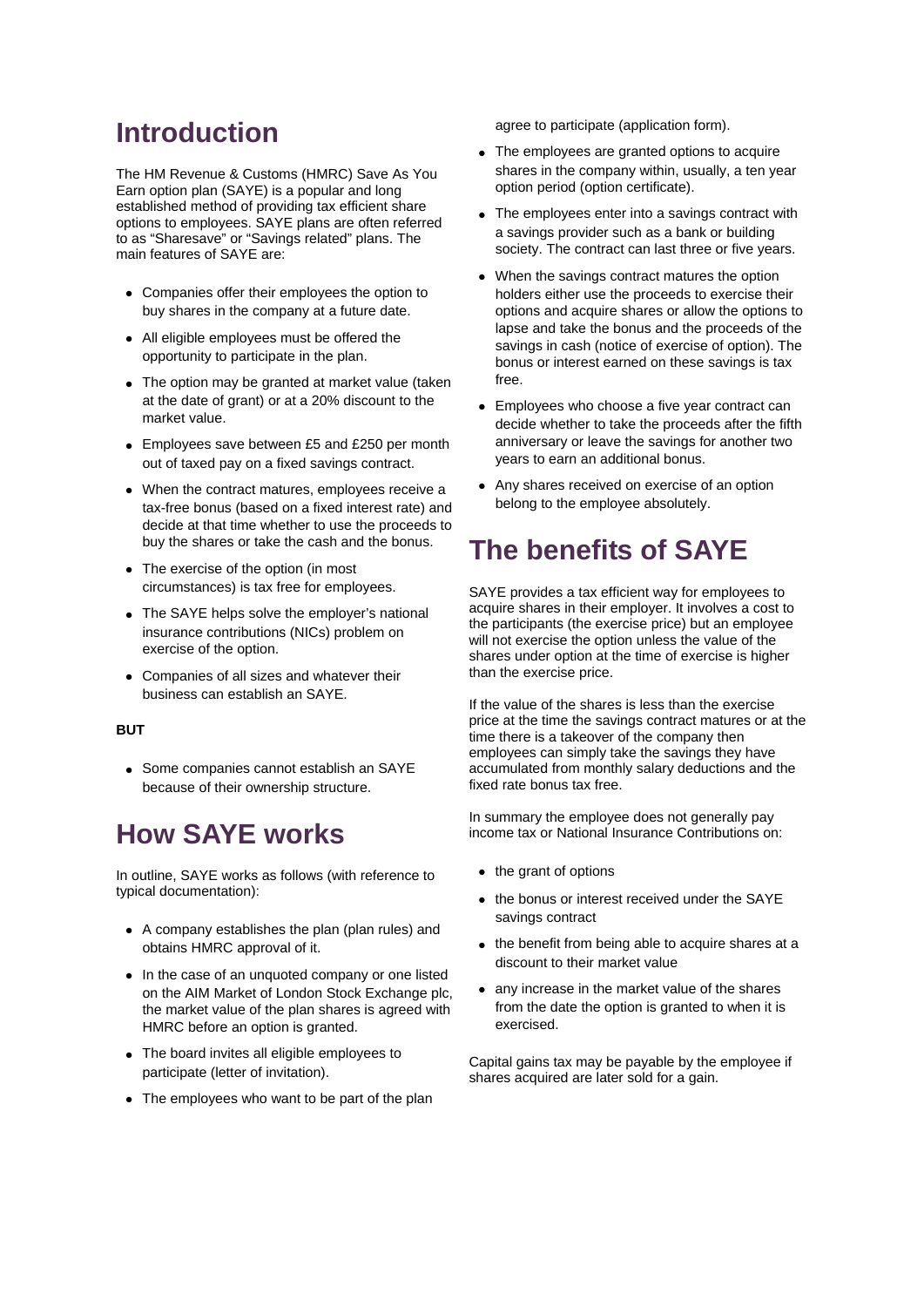# Introduction

The HM Revenue & Customs (HMRC) Save As You Earn option plan (SAYE) is a popular and long established method of providing tax efficient share options to employees. SAYE plans are often referred to as "Sharesave" or "Savings related" plans. The main features of SAYE are:

- Companies offer their employees the option to buy shares in the company at a future date.
- All eligible employees must be offered the opportunity to participate in the plan.
- The option may be granted at market value (taken at the date of grant) or at a 20% discount to the market value.
- Employees save between £5 and £250 per month out of taxed pay on a fixed savings contract.
- When the contract matures, employees receive a tax-free bonus (based on a fixed interest rate) and decide at that time whether to use the proceeds to buy the shares or take the cash and the bonus.
- The exercise of the option (in most circumstances) is tax free for employees.
- The SAYE helps solve the employer's national insurance contributions (NICs) problem on exercise of the option.
- Companies of all sizes and whatever their business can establish an SAYE.

**BUT**

- Some companies cannot establish an SAYE because of their ownership structure.

# How SAYE works

In outline, SAYE works as follows (with reference to typical documentation):

- A company establishes the plan (plan rules) and obtains HMRC approval of it.
- In the case of an unquoted company or one listed on the AIM Market of London Stock Exchange plc, the market value of the plan shares is agreed with HMRC before an option is granted.
- The board invites all eligible employees to participate (letter of invitation).
- The employees who want to be part of the plan agree to participate (application form).
- The employees are granted options to acquire shares in the company within, usually, a ten year option period (option certificate).
- The employees enter into a savings contract with a savings provider such as a bank or building society. The contract can last three or five years.
- When the savings contract matures the option holders either use the proceeds to exercise their options and acquire shares or allow the options to lapse and take the bonus and the proceeds of the savings in cash (notice of exercise of option). The bonus or interest earned on these savings is tax free.
- Employees who choose a five year contract can decide whether to take the proceeds after the fifth anniversary or leave the savings for another two years to earn an additional bonus.
- Any shares received on exercise of an option belong to the employee absolutely.

# The benefits of SAYE

SAYE provides a tax efficient way for employees to acquire shares in their employer. It involves a cost to the participants (the exercise price) but an employee will not exercise the option unless the value of the shares under option at the time of exercise is higher than the exercise price.

If the value of the shares is less than the exercise price at the time the savings contract matures or at the time there is a takeover of the company then employees can simply take the savings they have accumulated from monthly salary deductions and the fixed rate bonus tax free.

In summary the employee does not generally pay income tax or National Insurance Contributions on:

- the grant of options
- the bonus or interest received under the SAYE savings contract
- the benefit from being able to acquire shares at a discount to their market value
- any increase in the market value of the shares from the date the option is granted to when it is exercised.

Capital gains tax may be payable by the employee if shares acquired are later sold for a gain.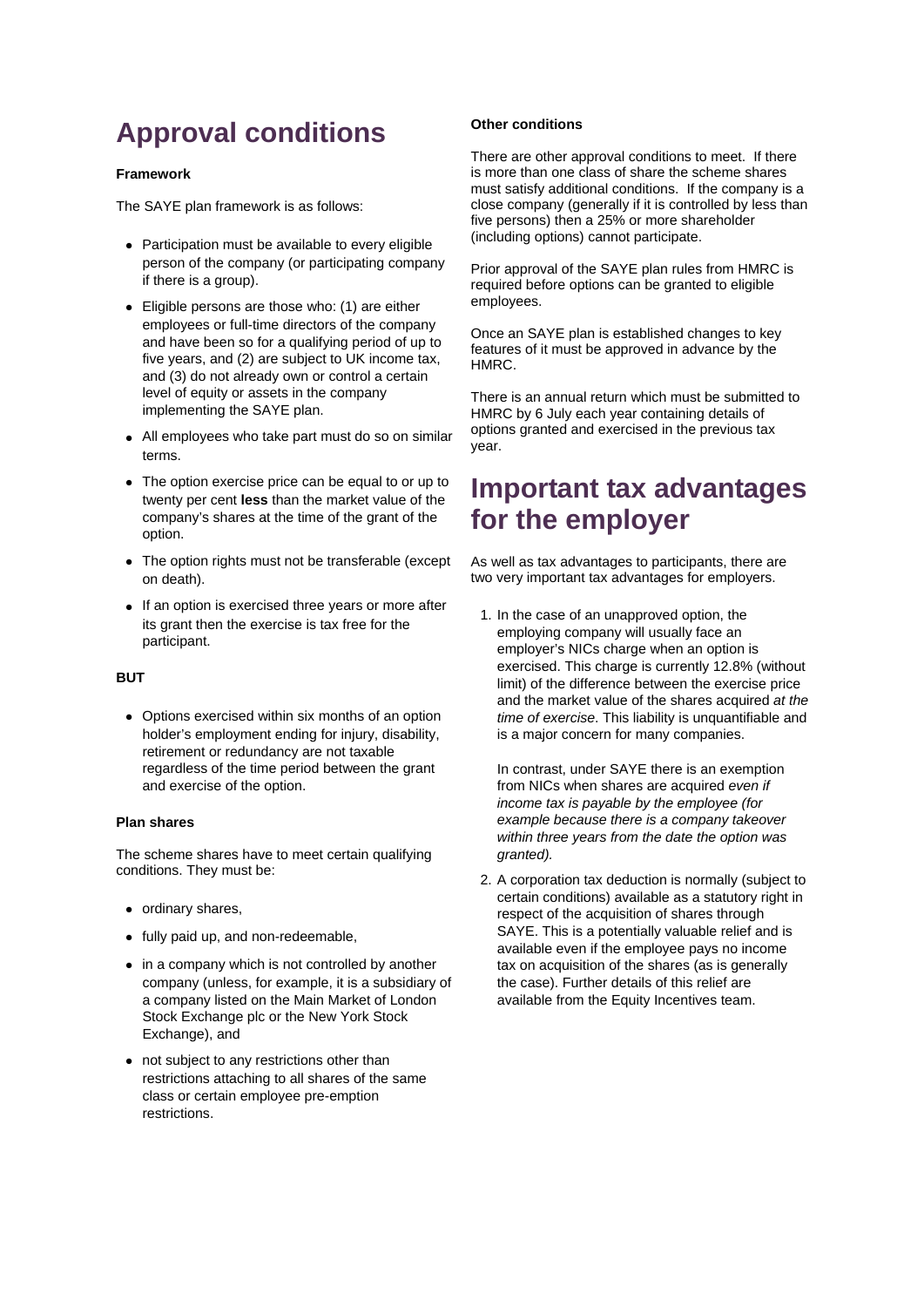# Approval conditions

**Framework**

The SAYE plan framework is as follows:

- Participation must be available to every eligible person of the company (or participating company if there is a group).
- Eligible persons are those who: (1) are either employees or full-time directors of the company and have been so for a qualifying period of up to five years, and (2) are subject to UK income tax, and (3) do not already own or control a certain level of equity or assets in the company implementing the SAYE plan.
- All employees who take part must do so on similar terms.
- The option exercise price can be equal to or up to twenty per cent **less** than the market value of the company's shares at the time of the grant of the option.
- The option rights must not be transferable (except on death).
- If an option is exercised three years or more after its grant then the exercise is tax free for the participant.

**BUT**

- Options exercised within six months of an option holder's employment ending for injury, disability, retirement or redundancy are not taxable regardless of the time period between the grant and exercise of the option.

**Plan shares**

The scheme shares have to meet certain qualifying conditions. They must be:

- ordinary shares,
- fully paid up, and non-redeemable,
- in a company which is not controlled by another company (unless, for example, it is a subsidiary of a company listed on the Main Market of London Stock Exchange plc or the New York Stock Exchange), and
- not subject to any restrictions other than restrictions attaching to all shares of the same class or certain employee pre-emption restrictions.

**Other conditions**

There are other approval conditions to meet. If there is more than one class of share the scheme shares must satisfy additional conditions. If the company is a close company (generally if it is controlled by less than five persons) then a 25% or more shareholder (including options) cannot participate.

Prior approval of the SAYE plan rules from HMRC is required before options can be granted to eligible employees.

Once an SAYE plan is established changes to key features of it must be approved in advance by the HMRC.

There is an annual return which must be submitted to HMRC by 6 July each year containing details of options granted and exercised in the previous tax year.

# Important tax advantages for the employer

As well as tax advantages to participants, there are two very important tax advantages for employers.

1. In the case of an unapproved option, the employing company will usually face an employer's NICs charge when an option is exercised. This charge is currently 12.8% (without limit) of the difference between the exercise price and the market value of the shares acquired *at the time of exercise*. This liability is unquantifiable and is a major concern for many companies.

   In contrast, under SAYE there is an exemption from NICs when shares are acquired *even if income tax is payable by the employee (for example because there is a company takeover within three years from the date the option was granted).*

2. A corporation tax deduction is normally (subject to certain conditions) available as a statutory right in respect of the acquisition of shares through SAYE. This is a potentially valuable relief and is available even if the employee pays no income tax on acquisition of the shares (as is generally the case). Further details of this relief are available from the Equity Incentives team.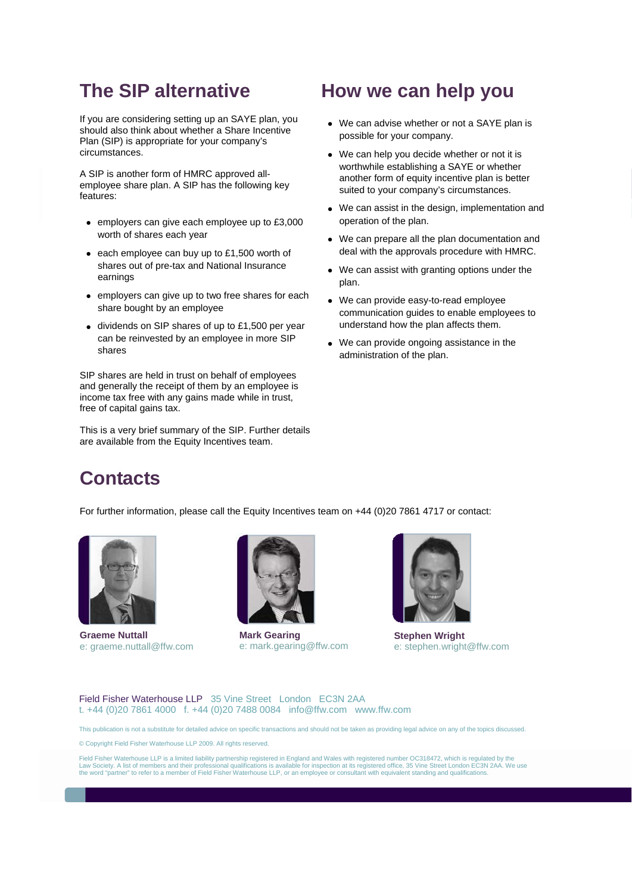## The SIP alternative

If you are considering setting up an SAYE plan, you should also think about whether a Share Incentive Plan (SIP) is appropriate for your company's circumstances.

A SIP is another form of HMRC approved all-employee share plan. A SIP has the following key features:

- employers can give each employee up to £3,000 worth of shares each year
- each employee can buy up to £1,500 worth of shares out of pre-tax and National Insurance earnings
- employers can give up to two free shares for each share bought by an employee
- dividends on SIP shares of up to £1,500 per year can be reinvested by an employee in more SIP shares

SIP shares are held in trust on behalf of employees and generally the receipt of them by an employee is income tax free with any gains made while in trust, free of capital gains tax.

This is a very brief summary of the SIP. Further details are available from the Equity Incentives team.

## How we can help you

- We can advise whether or not a SAYE plan is possible for your company.
- We can help you decide whether or not it is worthwhile establishing a SAYE or whether another form of equity incentive plan is better suited to your company's circumstances.
- We can assist in the design, implementation and operation of the plan.
- We can prepare all the plan documentation and deal with the approvals procedure with HMRC.
- We can assist with granting options under the plan.
- We can provide easy-to-read employee communication guides to enable employees to understand how the plan affects them.
- We can provide ongoing assistance in the administration of the plan.

## Contacts

For further information, please call the Equity Incentives team on +44 (0)20 7861 4717 or contact:

**Graeme Nuttall**
e: graeme.nuttall@ffw.com

**Mark Gearing**
e: mark.gearing@ffw.com

**Stephen Wright**
e: stephen.wright@ffw.com

Field Fisher Waterhouse LLP 35 Vine Street London EC3N 2AA
t. +44 (0)20 7861 4000 f. +44 (0)20 7488 0084 info@ffw.com www.ffw.com

This publication is not a substitute for detailed advice on specific transactions and should not be taken as providing legal advice on any of the topics discussed.

© Copyright Field Fisher Waterhouse LLP 2009. All rights reserved.

Field Fisher Waterhouse LLP is a limited liability partnership registered in England and Wales with registered number OC318472, which is regulated by the Law Society. A list of members and their professional qualifications is available for inspection at its registered office, 35 Vine Street London EC3N 2AA. We use the word "partner" to refer to a member of Field Fisher Waterhouse LLP, or an employee or consultant with equivalent standing and qualifications.